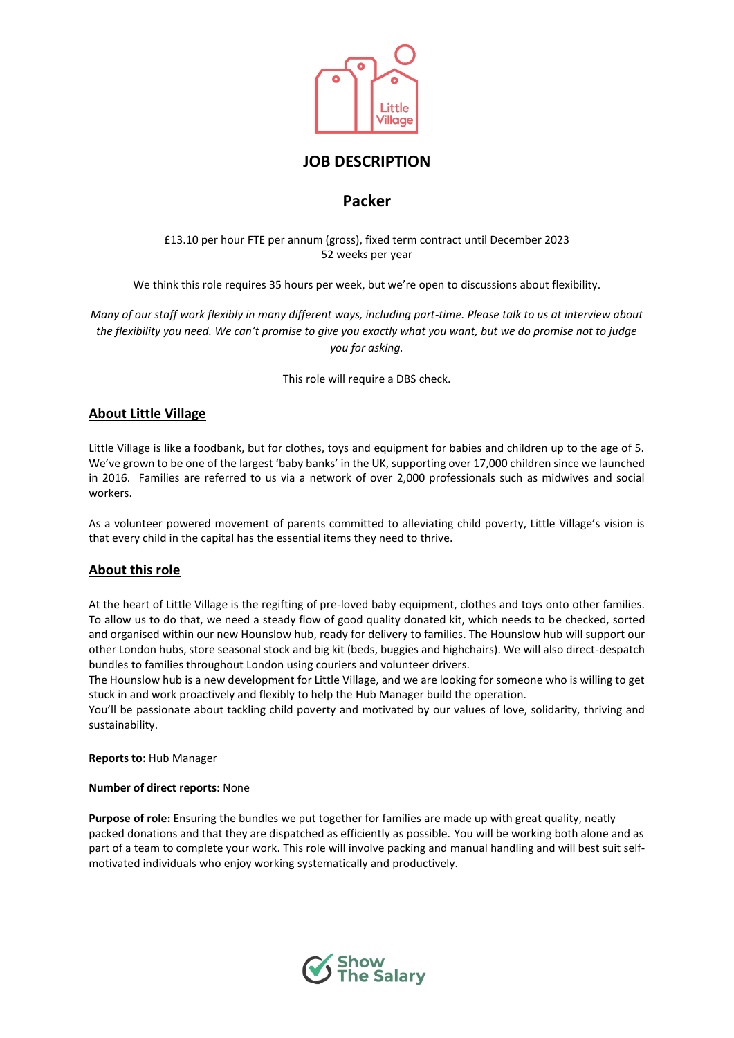# JOB DESCRIPTION

## Packer

£13.10 per hour FTE per annum (gross), fixed term contract until December 2023
52 weeks per year

We think this role requires 35 hours per week, but we're open to discussions about flexibility.

*Many of our staff work flexibly in many different ways, including part-time. Please talk to us at interview about the flexibility you need. We can't promise to give you exactly what you want, but we do promise not to judge you for asking.*

This role will require a DBS check.

### About Little Village

Little Village is like a foodbank, but for clothes, toys and equipment for babies and children up to the age of 5. We've grown to be one of the largest 'baby banks' in the UK, supporting over 17,000 children since we launched in 2016. Families are referred to us via a network of over 2,000 professionals such as midwives and social workers.

As a volunteer powered movement of parents committed to alleviating child poverty, Little Village's vision is that every child in the capital has the essential items they need to thrive.

### About this role

At the heart of Little Village is the regifting of pre-loved baby equipment, clothes and toys onto other families. To allow us to do that, we need a steady flow of good quality donated kit, which needs to be checked, sorted and organised within our new Hounslow hub, ready for delivery to families. The Hounslow hub will support our other London hubs, store seasonal stock and big kit (beds, buggies and highchairs). We will also direct-despatch bundles to families throughout London using couriers and volunteer drivers.
The Hounslow hub is a new development for Little Village, and we are looking for someone who is willing to get stuck in and work proactively and flexibly to help the Hub Manager build the operation.
You'll be passionate about tackling child poverty and motivated by our values of love, solidarity, thriving and sustainability.

**Reports to:** Hub Manager

**Number of direct reports:** None

**Purpose of role:** Ensuring the bundles we put together for families are made up with great quality, neatly packed donations and that they are dispatched as efficiently as possible. You will be working both alone and as part of a team to complete your work. This role will involve packing and manual handling and will best suit self-motivated individuals who enjoy working systematically and productively.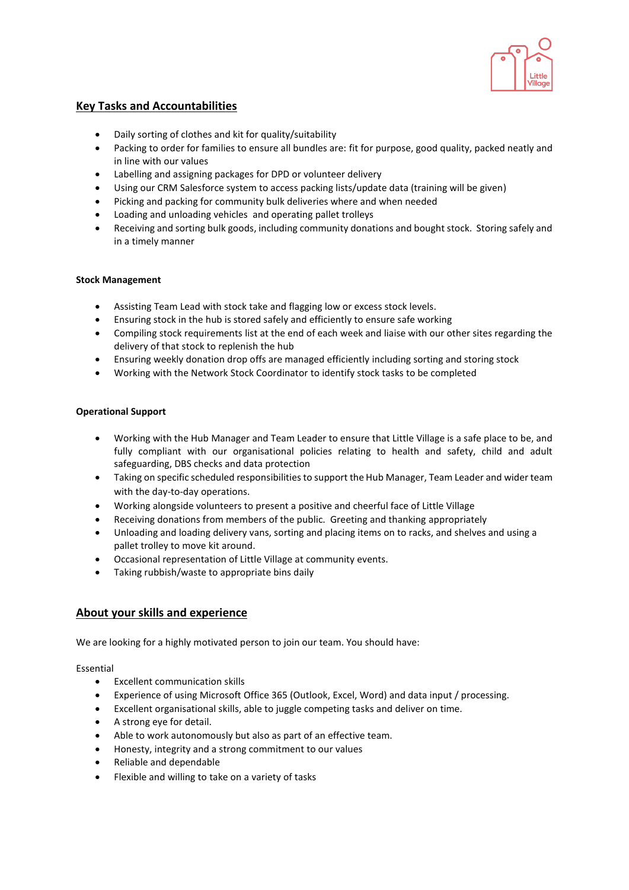## Key Tasks and Accountabilities

- Daily sorting of clothes and kit for quality/suitability
- Packing to order for families to ensure all bundles are: fit for purpose, good quality, packed neatly and in line with our values
- Labelling and assigning packages for DPD or volunteer delivery
- Using our CRM Salesforce system to access packing lists/update data (training will be given)
- Picking and packing for community bulk deliveries where and when needed
- Loading and unloading vehicles and operating pallet trolleys
- Receiving and sorting bulk goods, including community donations and bought stock. Storing safely and in a timely manner

**Stock Management**

- Assisting Team Lead with stock take and flagging low or excess stock levels.
- Ensuring stock in the hub is stored safely and efficiently to ensure safe working
- Compiling stock requirements list at the end of each week and liaise with our other sites regarding the delivery of that stock to replenish the hub
- Ensuring weekly donation drop offs are managed efficiently including sorting and storing stock
- Working with the Network Stock Coordinator to identify stock tasks to be completed

**Operational Support**

- Working with the Hub Manager and Team Leader to ensure that Little Village is a safe place to be, and fully compliant with our organisational policies relating to health and safety, child and adult safeguarding, DBS checks and data protection
- Taking on specific scheduled responsibilities to support the Hub Manager, Team Leader and wider team with the day-to-day operations.
- Working alongside volunteers to present a positive and cheerful face of Little Village
- Receiving donations from members of the public. Greeting and thanking appropriately
- Unloading and loading delivery vans, sorting and placing items on to racks, and shelves and using a pallet trolley to move kit around.
- Occasional representation of Little Village at community events.
- Taking rubbish/waste to appropriate bins daily

## About your skills and experience

We are looking for a highly motivated person to join our team. You should have:

Essential

- Excellent communication skills
- Experience of using Microsoft Office 365 (Outlook, Excel, Word) and data input / processing.
- Excellent organisational skills, able to juggle competing tasks and deliver on time.
- A strong eye for detail.
- Able to work autonomously but also as part of an effective team.
- Honesty, integrity and a strong commitment to our values
- Reliable and dependable
- Flexible and willing to take on a variety of tasks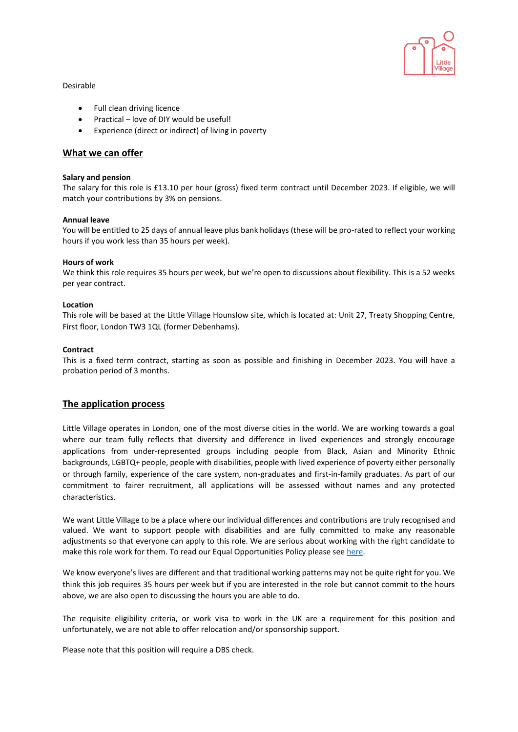Desirable

- Full clean driving licence
- Practical – love of DIY would be useful!
- Experience (direct or indirect) of living in poverty

## What we can offer

**Salary and pension**
The salary for this role is £13.10 per hour (gross) fixed term contract until December 2023. If eligible, we will match your contributions by 3% on pensions.

**Annual leave**
You will be entitled to 25 days of annual leave plus bank holidays (these will be pro-rated to reflect your working hours if you work less than 35 hours per week).

**Hours of work**
We think this role requires 35 hours per week, but we're open to discussions about flexibility. This is a 52 weeks per year contract.

**Location**
This role will be based at the Little Village Hounslow site, which is located at: Unit 27, Treaty Shopping Centre, First floor, London TW3 1QL (former Debenhams).

**Contract**
This is a fixed term contract, starting as soon as possible and finishing in December 2023. You will have a probation period of 3 months.

## The application process

Little Village operates in London, one of the most diverse cities in the world. We are working towards a goal where our team fully reflects that diversity and difference in lived experiences and strongly encourage applications from under-represented groups including people from Black, Asian and Minority Ethnic backgrounds, LGBTQ+ people, people with disabilities, people with lived experience of poverty either personally or through family, experience of the care system, non-graduates and first-in-family graduates. As part of our commitment to fairer recruitment, all applications will be assessed without names and any protected characteristics.

We want Little Village to be a place where our individual differences and contributions are truly recognised and valued. We want to support people with disabilities and are fully committed to make any reasonable adjustments so that everyone can apply to this role. We are serious about working with the right candidate to make this role work for them. To read our Equal Opportunities Policy please see here.

We know everyone's lives are different and that traditional working patterns may not be quite right for you. We think this job requires 35 hours per week but if you are interested in the role but cannot commit to the hours above, we are also open to discussing the hours you are able to do.

The requisite eligibility criteria, or work visa to work in the UK are a requirement for this position and unfortunately, we are not able to offer relocation and/or sponsorship support.

Please note that this position will require a DBS check.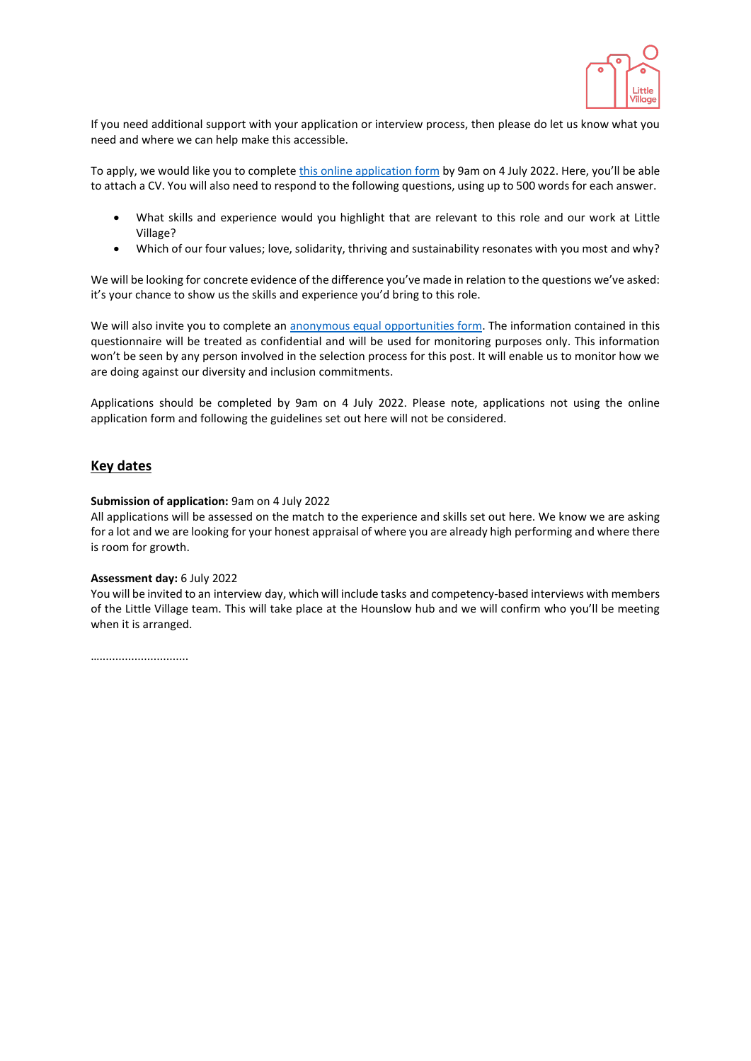If you need additional support with your application or interview process, then please do let us know what you need and where we can help make this accessible.

To apply, we would like you to complete this online application form by 9am on 4 July 2022. Here, you'll be able to attach a CV. You will also need to respond to the following questions, using up to 500 words for each answer.

- What skills and experience would you highlight that are relevant to this role and our work at Little Village?
- Which of our four values; love, solidarity, thriving and sustainability resonates with you most and why?

We will be looking for concrete evidence of the difference you've made in relation to the questions we've asked: it's your chance to show us the skills and experience you'd bring to this role.

We will also invite you to complete an anonymous equal opportunities form. The information contained in this questionnaire will be treated as confidential and will be used for monitoring purposes only. This information won't be seen by any person involved in the selection process for this post. It will enable us to monitor how we are doing against our diversity and inclusion commitments.

Applications should be completed by 9am on 4 July 2022. Please note, applications not using the online application form and following the guidelines set out here will not be considered.

## Key dates

**Submission of application:** 9am on 4 July 2022
All applications will be assessed on the match to the experience and skills set out here. We know we are asking for a lot and we are looking for your honest appraisal of where you are already high performing and where there is room for growth.

**Assessment day:** 6 July 2022
You will be invited to an interview day, which will include tasks and competency-based interviews with members of the Little Village team. This will take place at the Hounslow hub and we will confirm who you'll be meeting when it is arranged.

..............................